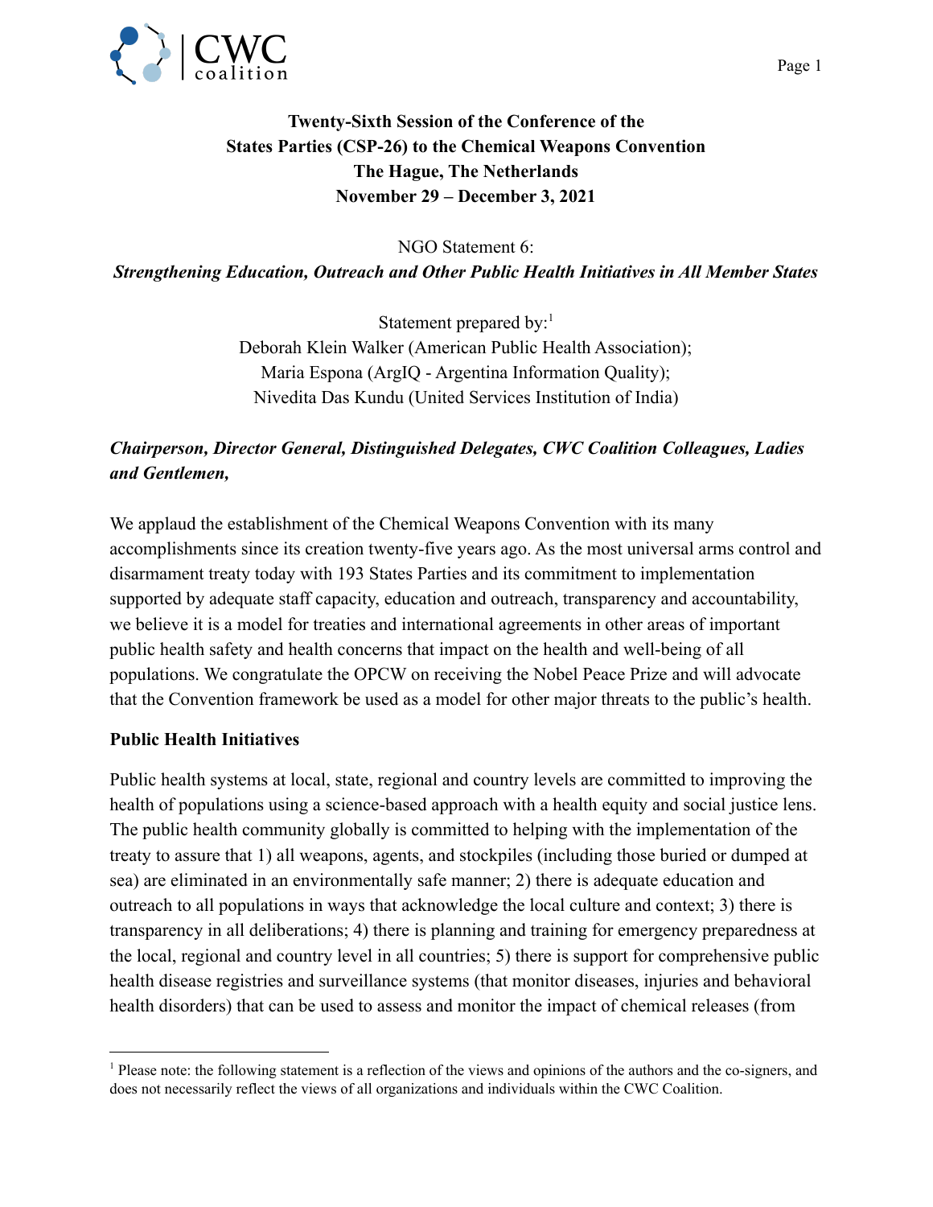**Twenty-Sixth Session of the Conference of the States Parties (CSP-26) to the Chemical Weapons Convention The Hague, The Netherlands November 29 – December 3, 2021**

NGO Statement 6:

***Strengthening Education, Outreach and Other Public Health Initiatives in All Member States***

Statement prepared by:[1]
Deborah Klein Walker (American Public Health Association);
Maria Espona (ArgIQ - Argentina Information Quality);
Nivedita Das Kundu (United Services Institution of India)

***Chairperson, Director General, Distinguished Delegates, CWC Coalition Colleagues, Ladies and Gentlemen,***

We applaud the establishment of the Chemical Weapons Convention with its many accomplishments since its creation twenty-five years ago. As the most universal arms control and disarmament treaty today with 193 States Parties and its commitment to implementation supported by adequate staff capacity, education and outreach, transparency and accountability, we believe it is a model for treaties and international agreements in other areas of important public health safety and health concerns that impact on the health and well-being of all populations. We congratulate the OPCW on receiving the Nobel Peace Prize and will advocate that the Convention framework be used as a model for other major threats to the public's health.

**Public Health Initiatives**

Public health systems at local, state, regional and country levels are committed to improving the health of populations using a science-based approach with a health equity and social justice lens. The public health community globally is committed to helping with the implementation of the treaty to assure that 1) all weapons, agents, and stockpiles (including those buried or dumped at sea) are eliminated in an environmentally safe manner; 2) there is adequate education and outreach to all populations in ways that acknowledge the local culture and context; 3) there is transparency in all deliberations; 4) there is planning and training for emergency preparedness at the local, regional and country level in all countries; 5) there is support for comprehensive public health disease registries and surveillance systems (that monitor diseases, injuries and behavioral health disorders) that can be used to assess and monitor the impact of chemical releases (from

[1] Please note: the following statement is a reflection of the views and opinions of the authors and the co-signers, and does not necessarily reflect the views of all organizations and individuals within the CWC Coalition.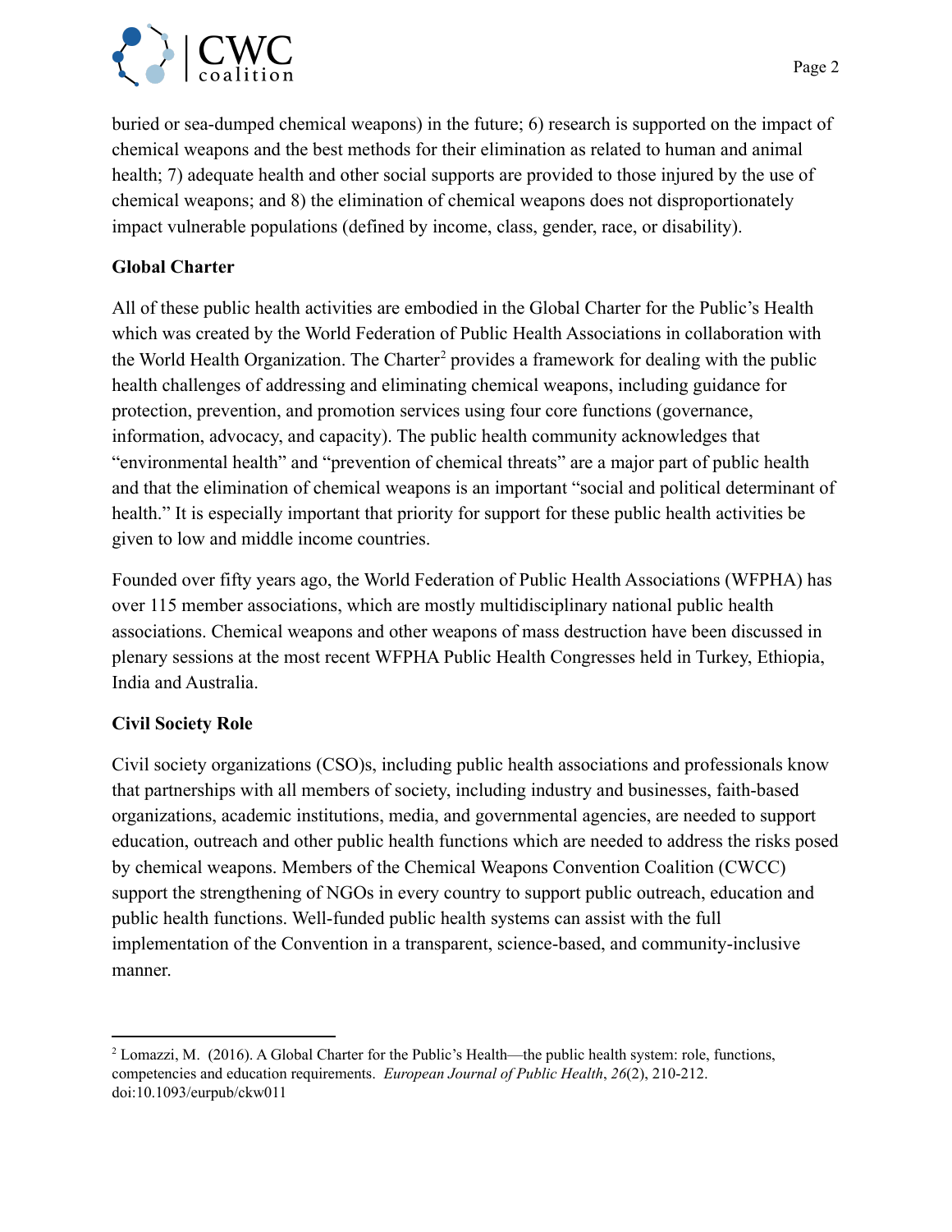buried or sea-dumped chemical weapons) in the future; 6) research is supported on the impact of chemical weapons and the best methods for their elimination as related to human and animal health; 7) adequate health and other social supports are provided to those injured by the use of chemical weapons; and 8) the elimination of chemical weapons does not disproportionately impact vulnerable populations (defined by income, class, gender, race, or disability).

**Global Charter**

All of these public health activities are embodied in the Global Charter for the Public's Health which was created by the World Federation of Public Health Associations in collaboration with the World Health Organization. The Charter[2] provides a framework for dealing with the public health challenges of addressing and eliminating chemical weapons, including guidance for protection, prevention, and promotion services using four core functions (governance, information, advocacy, and capacity). The public health community acknowledges that "environmental health" and "prevention of chemical threats" are a major part of public health and that the elimination of chemical weapons is an important "social and political determinant of health." It is especially important that priority for support for these public health activities be given to low and middle income countries.

Founded over fifty years ago, the World Federation of Public Health Associations (WFPHA) has over 115 member associations, which are mostly multidisciplinary national public health associations. Chemical weapons and other weapons of mass destruction have been discussed in plenary sessions at the most recent WFPHA Public Health Congresses held in Turkey, Ethiopia, India and Australia.

**Civil Society Role**

Civil society organizations (CSO)s, including public health associations and professionals know that partnerships with all members of society, including industry and businesses, faith-based organizations, academic institutions, media, and governmental agencies, are needed to support education, outreach and other public health functions which are needed to address the risks posed by chemical weapons. Members of the Chemical Weapons Convention Coalition (CWCC) support the strengthening of NGOs in every country to support public outreach, education and public health functions. Well-funded public health systems can assist with the full implementation of the Convention in a transparent, science-based, and community-inclusive manner.

---

[2] Lomazzi, M. (2016). A Global Charter for the Public's Health—the public health system: role, functions, competencies and education requirements. *European Journal of Public Health*, *26*(2), 210-212. doi:10.1093/eurpub/ckw011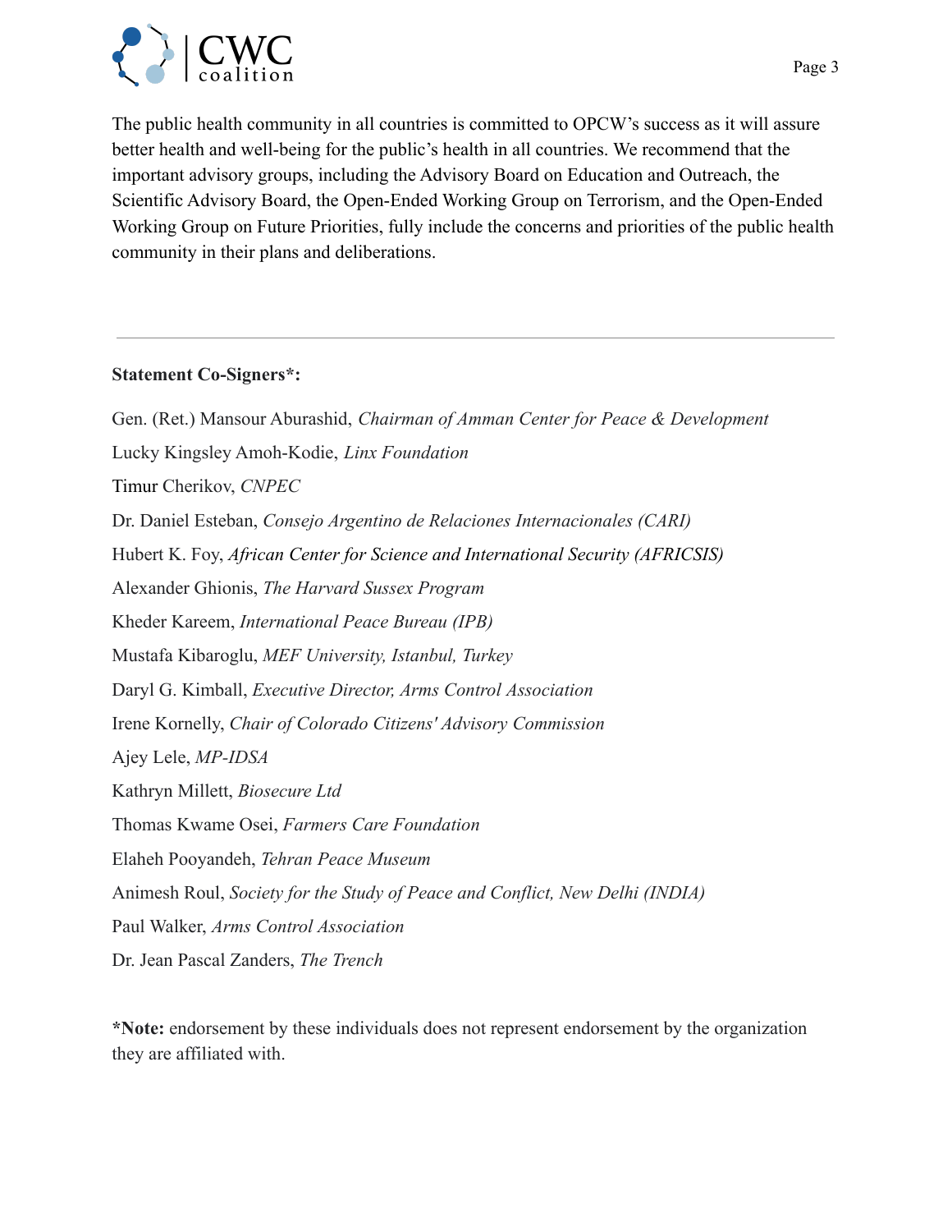The public health community in all countries is committed to OPCW's success as it will assure better health and well-being for the public's health in all countries. We recommend that the important advisory groups, including the Advisory Board on Education and Outreach, the Scientific Advisory Board, the Open-Ended Working Group on Terrorism, and the Open-Ended Working Group on Future Priorities, fully include the concerns and priorities of the public health community in their plans and deliberations.

---

**Statement Co-Signers*:**

Gen. (Ret.) Mansour Aburashid, *Chairman of Amman Center for Peace & Development*

Lucky Kingsley Amoh-Kodie, *Linx Foundation*

Timur Cherikov, *CNPEC*

Dr. Daniel Esteban, *Consejo Argentino de Relaciones Internacionales (CARI)*

Hubert K. Foy, *African Center for Science and International Security (AFRICSIS)*

Alexander Ghionis, *The Harvard Sussex Program*

Kheder Kareem, *International Peace Bureau (IPB)*

Mustafa Kibaroglu, *MEF University, Istanbul, Turkey*

Daryl G. Kimball, *Executive Director, Arms Control Association*

Irene Kornelly, *Chair of Colorado Citizens' Advisory Commission*

Ajey Lele, *MP-IDSA*

Kathryn Millett, *Biosecure Ltd*

Thomas Kwame Osei, *Farmers Care Foundation*

Elaheh Pooyandeh, *Tehran Peace Museum*

Animesh Roul, *Society for the Study of Peace and Conflict, New Delhi (INDIA)*

Paul Walker, *Arms Control Association*

Dr. Jean Pascal Zanders, *The Trench*

***Note:** endorsement by these individuals does not represent endorsement by the organization they are affiliated with.